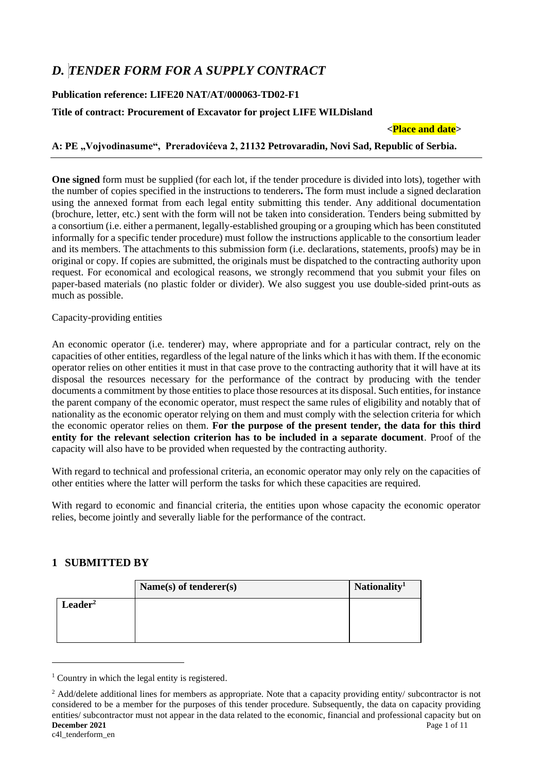# *D. TENDER FORM FOR A SUPPLY CONTRACT*

**Publication reference: LIFE20 NAT/AT/000063-TD02-F1**

**Title of contract: Procurement of Excavator for project LIFE WILDisland**

**<Place and date>**

**A: PE „Vojvodinasume“, Preradovićeva 2, 21132 Petrovaradin, Novi Sad, Republic of Serbia.**

---

**One signed** form must be supplied (for each lot, if the tender procedure is divided into lots), together with the number of copies specified in the instructions to tenderers**.** The form must include a signed declaration using the annexed format from each legal entity submitting this tender. Any additional documentation (brochure, letter, etc.) sent with the form will not be taken into consideration. Tenders being submitted by a consortium (i.e. either a permanent, legally-established grouping or a grouping which has been constituted informally for a specific tender procedure) must follow the instructions applicable to the consortium leader and its members. The attachments to this submission form (i.e. declarations, statements, proofs) may be in original or copy. If copies are submitted, the originals must be dispatched to the contracting authority upon request. For economical and ecological reasons, we strongly recommend that you submit your files on paper-based materials (no plastic folder or divider). We also suggest you use double-sided print-outs as much as possible.

Capacity-providing entities

An economic operator (i.e. tenderer) may, where appropriate and for a particular contract, rely on the capacities of other entities, regardless of the legal nature of the links which it has with them. If the economic operator relies on other entities it must in that case prove to the contracting authority that it will have at its disposal the resources necessary for the performance of the contract by producing with the tender documents a commitment by those entities to place those resources at its disposal. Such entities, for instance the parent company of the economic operator, must respect the same rules of eligibility and notably that of nationality as the economic operator relying on them and must comply with the selection criteria for which the economic operator relies on them. **For the purpose of the present tender, the data for this third entity for the relevant selection criterion has to be included in a separate document**. Proof of the capacity will also have to be provided when requested by the contracting authority.

With regard to technical and professional criteria, an economic operator may only rely on the capacities of other entities where the latter will perform the tasks for which these capacities are required.

With regard to economic and financial criteria, the entities upon whose capacity the economic operator relies, become jointly and severally liable for the performance of the contract.

## 1 SUBMITTED BY

| | Name(s) of tenderer(s) | Nationality[1] |
|---|---|---|
| **Leader**[2] | | |

[1] Country in which the legal entity is registered.

[2] Add/delete additional lines for members as appropriate. Note that a capacity providing entity/ subcontractor is not considered to be a member for the purposes of this tender procedure. Subsequently, the data on capacity providing entities/ subcontractor must not appear in the data related to the economic, financial and professional capacity but on

**December 2021**

c4l_tenderform_en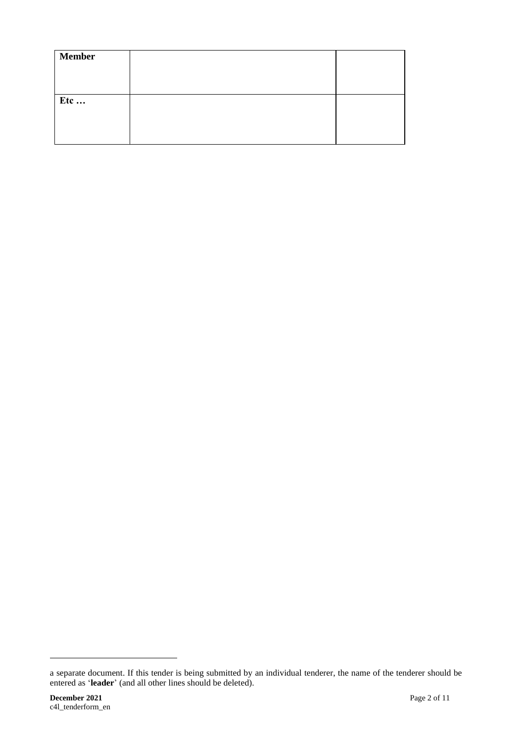| Member | | |
|---|---|---|
| Etc … | | |

a separate document. If this tender is being submitted by an individual tenderer, the name of the tenderer should be entered as '**leader**' (and all other lines should be deleted).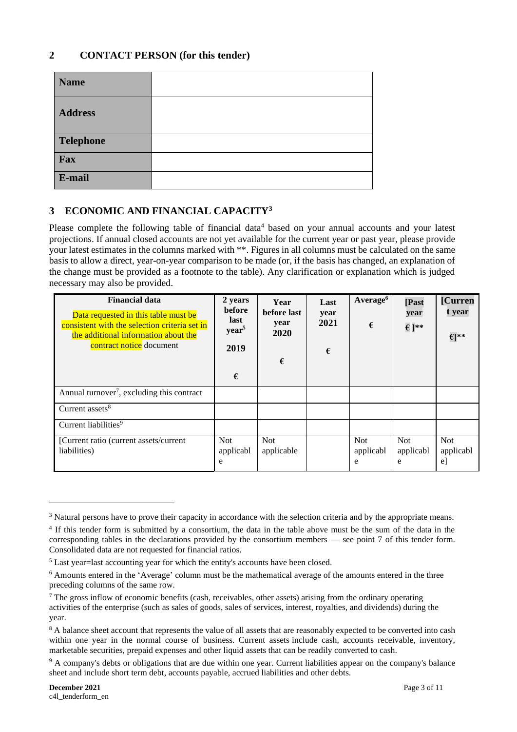## 2 CONTACT PERSON (for this tender)

| | |
|---|---|
| **Name** | |
| **Address** | |
| **Telephone** | |
| **Fax** | |
| **E-mail** | |

## 3 ECONOMIC AND FINANCIAL CAPACITY[3]

Please complete the following table of financial data[4] based on your annual accounts and your latest projections. If annual closed accounts are not yet available for the current year or past year, please provide your latest estimates in the columns marked with **. Figures in all columns must be calculated on the same basis to allow a direct, year-on-year comparison to be made (or, if the basis has changed, an explanation of the change must be provided as a footnote to the table). Any clarification or explanation which is judged necessary may also be provided.

| **Financial data** Data requested in this table must be consistent with the selection criteria set in the additional information about the contract notice document | **2 years before last year[5] 2019** € | **Year before last year 2020** € | **Last year 2021** € | **Average[6]** € | **[Past year €]**** | **[Current year €]**** |
|---|---|---|---|---|---|---|
| Annual turnover[7], excluding this contract | | | | | | |
| Current assets[8] | | | | | | |
| Current liabilities[9] | | | | | | |
| [Current ratio (current assets/current liabilities) | Not applicable | Not applicable | | Not applicable | Not applicable | Not applicable] |

[3] Natural persons have to prove their capacity in accordance with the selection criteria and by the appropriate means.

[4] If this tender form is submitted by a consortium, the data in the table above must be the sum of the data in the corresponding tables in the declarations provided by the consortium members — see point 7 of this tender form. Consolidated data are not requested for financial ratios.

[5] Last year=last accounting year for which the entity's accounts have been closed.

[6] Amounts entered in the 'Average' column must be the mathematical average of the amounts entered in the three preceding columns of the same row.

[7] The gross inflow of economic benefits (cash, receivables, other assets) arising from the ordinary operating activities of the enterprise (such as sales of goods, sales of services, interest, royalties, and dividends) during the year.

[8] A balance sheet account that represents the value of all assets that are reasonably expected to be converted into cash within one year in the normal course of business. Current assets include cash, accounts receivable, inventory, marketable securities, prepaid expenses and other liquid assets that can be readily converted to cash.

[9] A company's debts or obligations that are due within one year. Current liabilities appear on the company's balance sheet and include short term debt, accounts payable, accrued liabilities and other debts.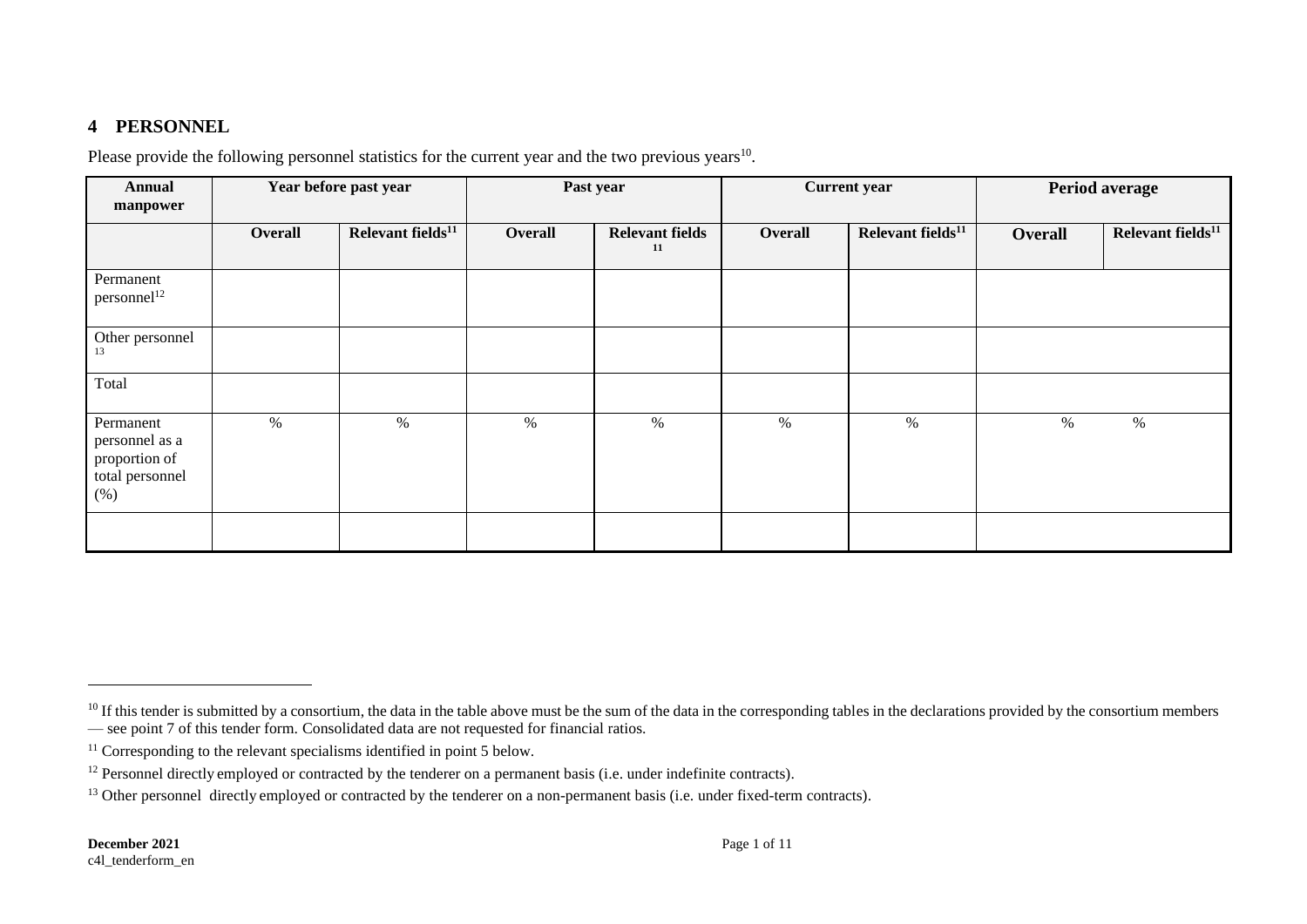## 4 PERSONNEL

Please provide the following personnel statistics for the current year and the two previous years[10].

| Annual manpower | Year before past year | | Past year | | Current year | | Period average | |
|---|---|---|---|---|---|---|---|---|
| | Overall | Relevant fields[11] | Overall | Relevant fields[11] | Overall | Relevant fields[11] | Overall | Relevant fields[11] |
| Permanent personnel[12] | | | | | | | | |
| Other personnel[13] | | | | | | | | |
| Total | | | | | | | | |
| Permanent personnel as a proportion of total personnel (%) | % | % | % | % | % | % | % | % |
| | | | | | | | | |

[10] If this tender is submitted by a consortium, the data in the table above must be the sum of the data in the corresponding tables in the declarations provided by the consortium members — see point 7 of this tender form. Consolidated data are not requested for financial ratios.

[11] Corresponding to the relevant specialisms identified in point 5 below.

[12] Personnel directly employed or contracted by the tenderer on a permanent basis (i.e. under indefinite contracts).

[13] Other personnel directly employed or contracted by the tenderer on a non-permanent basis (i.e. under fixed-term contracts).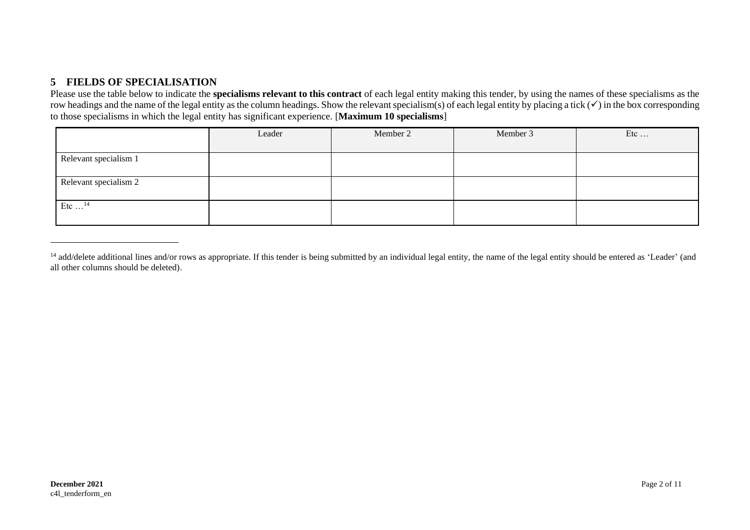## 5 FIELDS OF SPECIALISATION

Please use the table below to indicate the **specialisms relevant to this contract** of each legal entity making this tender, by using the names of these specialisms as the row headings and the name of the legal entity as the column headings. Show the relevant specialism(s) of each legal entity by placing a tick (✓) in the box corresponding to those specialisms in which the legal entity has significant experience. [**Maximum 10 specialisms**]

| | Leader | Member 2 | Member 3 | Etc … |
|---|---|---|---|---|
| Relevant specialism 1 | | | | |
| Relevant specialism 2 | | | | |
| Etc …[14] | | | | |

[14] add/delete additional lines and/or rows as appropriate. If this tender is being submitted by an individual legal entity, the name of the legal entity should be entered as 'Leader' (and all other columns should be deleted).

**December 2021**
c4l_tenderform_en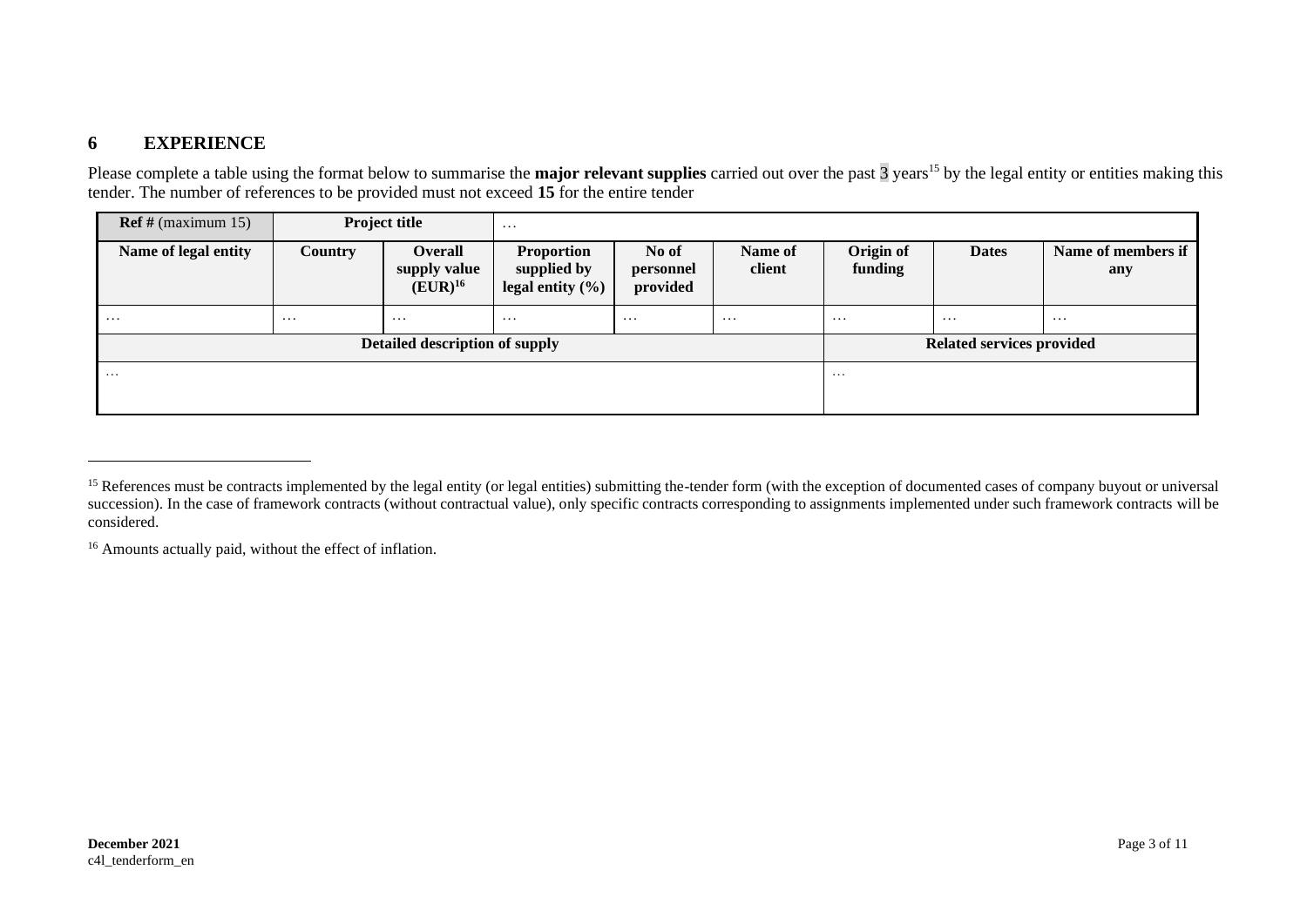## 6 EXPERIENCE

Please complete a table using the format below to summarise the **major relevant supplies** carried out over the past 3 years[15] by the legal entity or entities making this tender. The number of references to be provided must not exceed **15** for the entire tender

| **Ref #** (maximum 15) | **Project title** | … | | | | | | |
|---|---|---|---|---|---|---|---|---|
| **Name of legal entity** | **Country** | **Overall supply value (EUR)**[16] | **Proportion supplied by legal entity (%)** | **No of personnel provided** | **Name of client** | **Origin of funding** | **Dates** | **Name of members if any** |
| … | … | … | … | … | … | … | … | … |
| **Detailed description of supply** | | | | | | **Related services provided** | | |
| … | | | | | | … | | |

[15] References must be contracts implemented by the legal entity (or legal entities) submitting the-tender form (with the exception of documented cases of company buyout or universal succession). In the case of framework contracts (without contractual value), only specific contracts corresponding to assignments implemented under such framework contracts will be considered.

[16] Amounts actually paid, without the effect of inflation.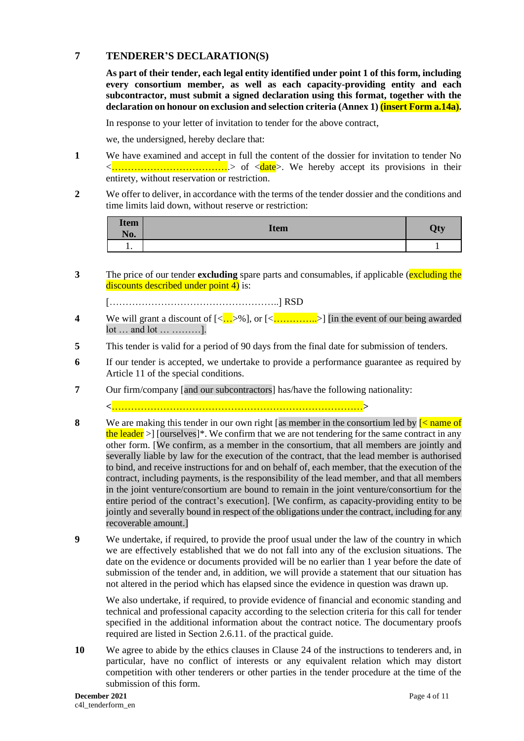## 7 TENDERER'S DECLARATION(S)

**As part of their tender, each legal entity identified under point 1 of this form, including every consortium member, as well as each capacity-providing entity and each subcontractor, must submit a signed declaration using this format, together with the declaration on honour on exclusion and selection criteria (Annex 1) (insert Form a.14a).**

In response to your letter of invitation to tender for the above contract,

we, the undersigned, hereby declare that:

**1** We have examined and accept in full the content of the dossier for invitation to tender No <……………………………….> of <date>. We hereby accept its provisions in their entirety, without reservation or restriction.

**2** We offer to deliver, in accordance with the terms of the tender dossier and the conditions and time limits laid down, without reserve or restriction:

| Item No. | Item | Qty |
|---|---|---|
| 1. | | 1 |

**3** The price of our tender **excluding** spare parts and consumables, if applicable (excluding the discounts described under point 4) is:

[……………………………………………..] RSD

**4** We will grant a discount of [<…>%], or [<…………..>] [in the event of our being awarded lot … and lot … ………].

**5** This tender is valid for a period of 90 days from the final date for submission of tenders.

**6** If our tender is accepted, we undertake to provide a performance guarantee as required by Article 11 of the special conditions.

**7** Our firm/company [and our subcontractors] has/have the following nationality:

<……………………………………………………………………>

**8** We are making this tender in our own right [as member in the consortium led by [< name of the leader >] [ourselves]*. We confirm that we are not tendering for the same contract in any other form. [We confirm, as a member in the consortium, that all members are jointly and severally liable by law for the execution of the contract, that the lead member is authorised to bind, and receive instructions for and on behalf of, each member, that the execution of the contract, including payments, is the responsibility of the lead member, and that all members in the joint venture/consortium are bound to remain in the joint venture/consortium for the entire period of the contract's execution]. [We confirm, as capacity-providing entity to be jointly and severally bound in respect of the obligations under the contract, including for any recoverable amount.]

**9** We undertake, if required, to provide the proof usual under the law of the country in which we are effectively established that we do not fall into any of the exclusion situations. The date on the evidence or documents provided will be no earlier than 1 year before the date of submission of the tender and, in addition, we will provide a statement that our situation has not altered in the period which has elapsed since the evidence in question was drawn up.

We also undertake, if required, to provide evidence of financial and economic standing and technical and professional capacity according to the selection criteria for this call for tender specified in the additional information about the contract notice. The documentary proofs required are listed in Section 2.6.11. of the practical guide.

**10** We agree to abide by the ethics clauses in Clause 24 of the instructions to tenderers and, in particular, have no conflict of interests or any equivalent relation which may distort competition with other tenderers or other parties in the tender procedure at the time of the submission of this form.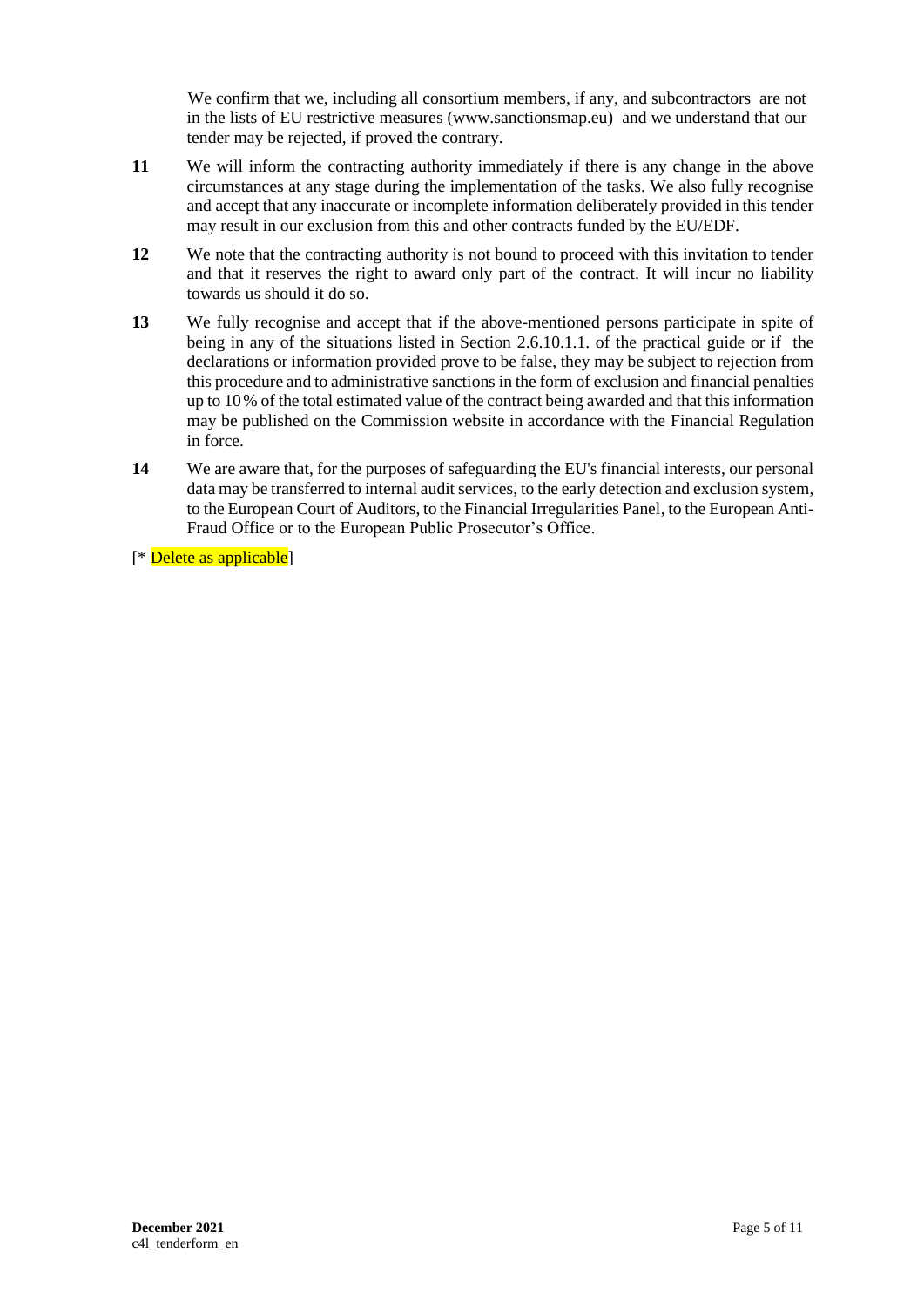We confirm that we, including all consortium members, if any, and subcontractors are not in the lists of EU restrictive measures (www.sanctionsmap.eu) and we understand that our tender may be rejected, if proved the contrary.

**11** We will inform the contracting authority immediately if there is any change in the above circumstances at any stage during the implementation of the tasks. We also fully recognise and accept that any inaccurate or incomplete information deliberately provided in this tender may result in our exclusion from this and other contracts funded by the EU/EDF.

**12** We note that the contracting authority is not bound to proceed with this invitation to tender and that it reserves the right to award only part of the contract. It will incur no liability towards us should it do so.

**13** We fully recognise and accept that if the above-mentioned persons participate in spite of being in any of the situations listed in Section 2.6.10.1.1. of the practical guide or if the declarations or information provided prove to be false, they may be subject to rejection from this procedure and to administrative sanctions in the form of exclusion and financial penalties up to 10 % of the total estimated value of the contract being awarded and that this information may be published on the Commission website in accordance with the Financial Regulation in force.

**14** We are aware that, for the purposes of safeguarding the EU's financial interests, our personal data may be transferred to internal audit services, to the early detection and exclusion system, to the European Court of Auditors, to the Financial Irregularities Panel, to the European Anti-Fraud Office or to the European Public Prosecutor's Office.

[* Delete as applicable]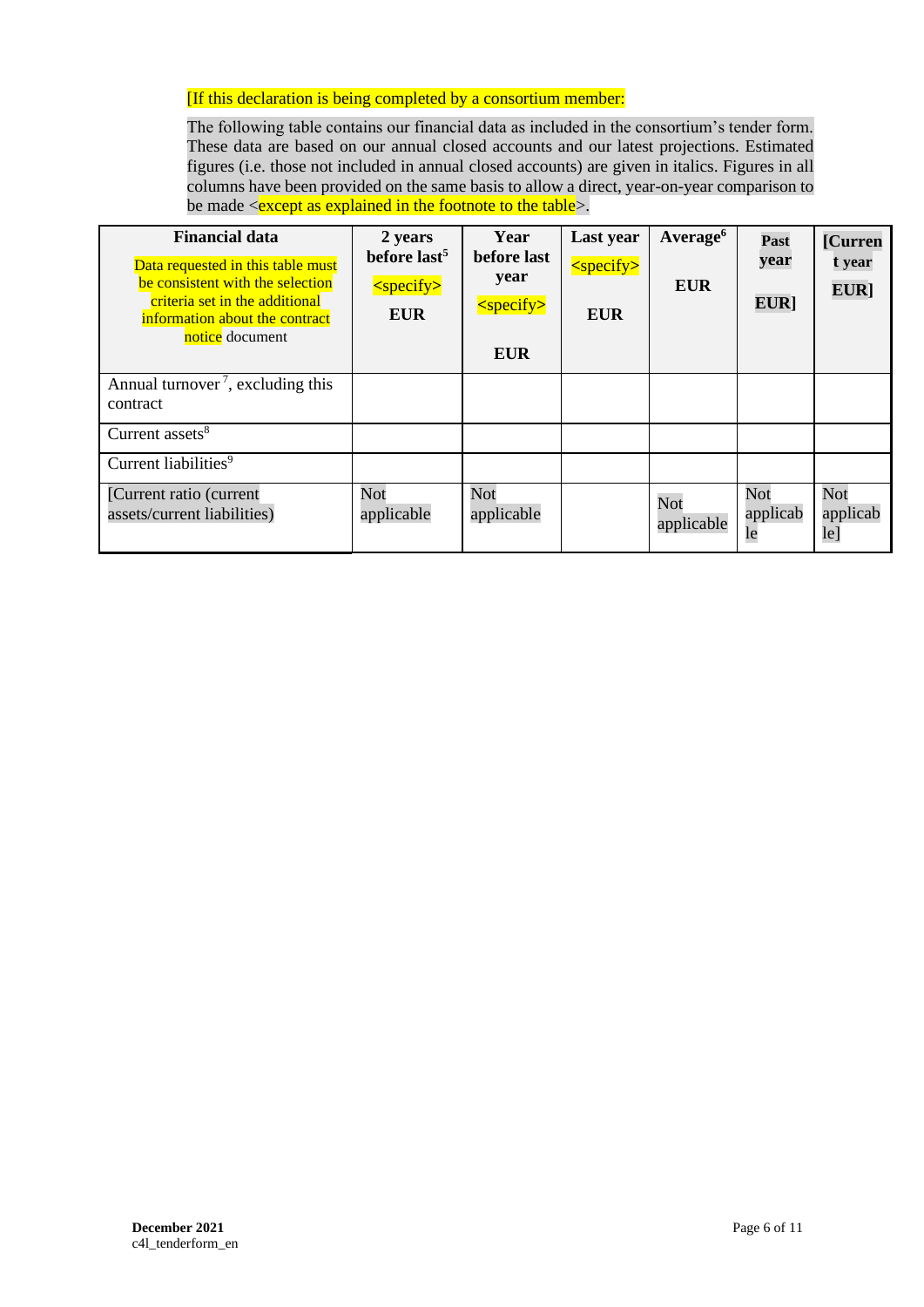[If this declaration is being completed by a consortium member:

The following table contains our financial data as included in the consortium's tender form. These data are based on our annual closed accounts and our latest projections. Estimated figures (i.e. those not included in annual closed accounts) are given in italics. Figures in all columns have been provided on the same basis to allow a direct, year-on-year comparison to be made <except as explained in the footnote to the table>.

| **Financial data** Data requested in this table must be consistent with the selection criteria set in the additional information about the contract notice document | **2 years before last**[5] <specify> **EUR** | **Year before last year** <specify> **EUR** | **Last year** <specify> **EUR** | **Average**[6] **EUR** | **Past year EUR]** | **[Current year EUR]** |
|---|---|---|---|---|---|---|
| Annual turnover[7], excluding this contract | | | | | | |
| Current assets[8] | | | | | | |
| Current liabilities[9] | | | | | | |
| [Current ratio (current assets/current liabilities) | Not applicable | Not applicable | | Not applicable | Not applicable | Not applicable] |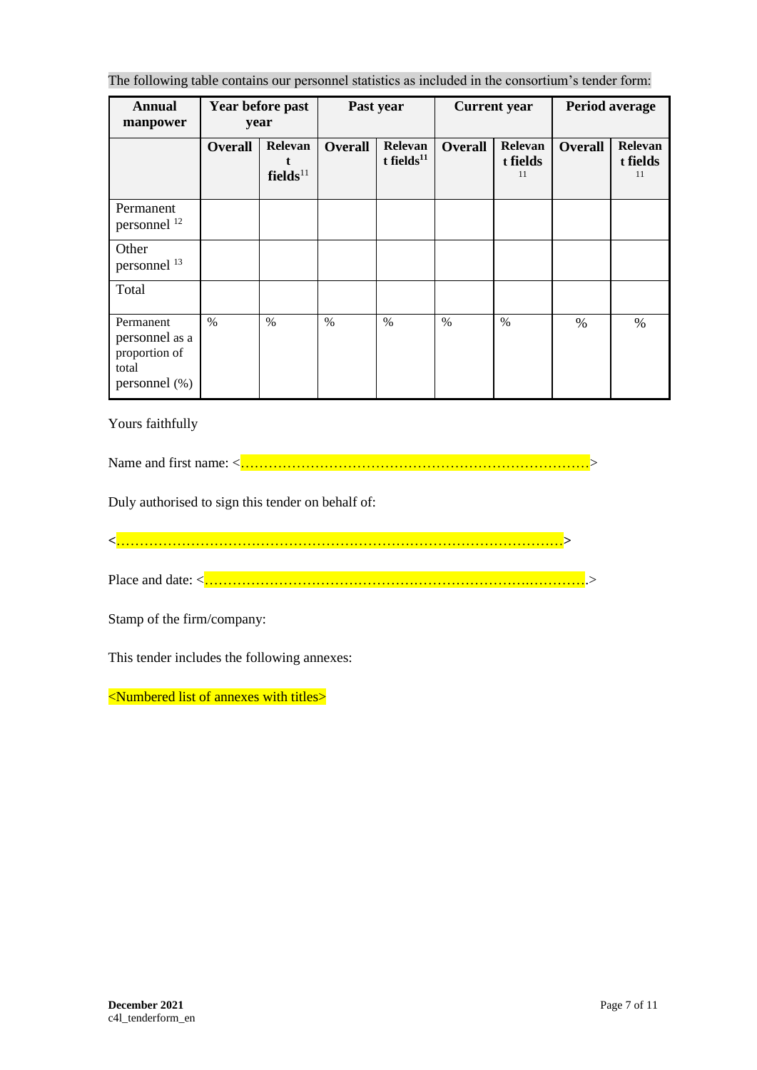The following table contains our personnel statistics as included in the consortium's tender form:

| Annual manpower | Year before past year | | Past year | | Current year | | Period average | |
|---|---|---|---|---|---|---|---|---|
| | Overall | Relevant fields[11] | Overall | Relevant fields[11] | Overall | Relevant fields[11] | Overall | Relevant fields[11] |
| Permanent personnel [12] | | | | | | | | |
| Other personnel [13] | | | | | | | | |
| Total | | | | | | | | |
| Permanent personnel as a proportion of total personnel (%) | % | % | % | % | % | % | % | % |

Yours faithfully

Name and first name: <………………………………………………………………>

Duly authorised to sign this tender on behalf of:

<……………………………………………………………………………………>

Place and date: <…………………………………………………………………….>

Stamp of the firm/company:

This tender includes the following annexes:

<Numbered list of annexes with titles>

December 2021
c4l_tenderform_en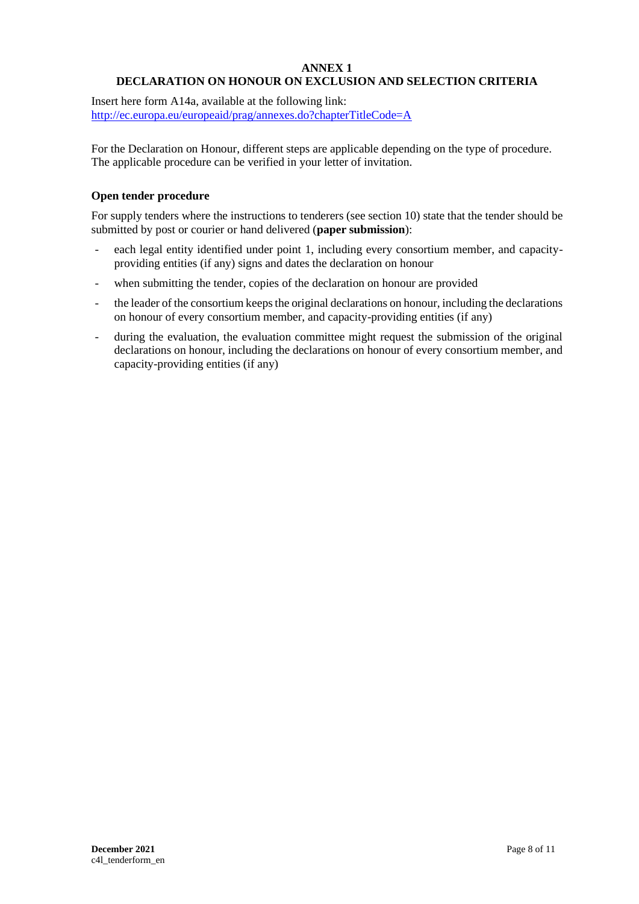# ANNEX 1
# DECLARATION ON HONOUR ON EXCLUSION AND SELECTION CRITERIA

Insert here form A14a, available at the following link:
http://ec.europa.eu/europeaid/prag/annexes.do?chapterTitleCode=A

For the Declaration on Honour, different steps are applicable depending on the type of procedure. The applicable procedure can be verified in your letter of invitation.

### Open tender procedure

For supply tenders where the instructions to tenderers (see section 10) state that the tender should be submitted by post or courier or hand delivered (**paper submission**):

- each legal entity identified under point 1, including every consortium member, and capacity-providing entities (if any) signs and dates the declaration on honour
- when submitting the tender, copies of the declaration on honour are provided
- the leader of the consortium keeps the original declarations on honour, including the declarations on honour of every consortium member, and capacity-providing entities (if any)
- during the evaluation, the evaluation committee might request the submission of the original declarations on honour, including the declarations on honour of every consortium member, and capacity-providing entities (if any)